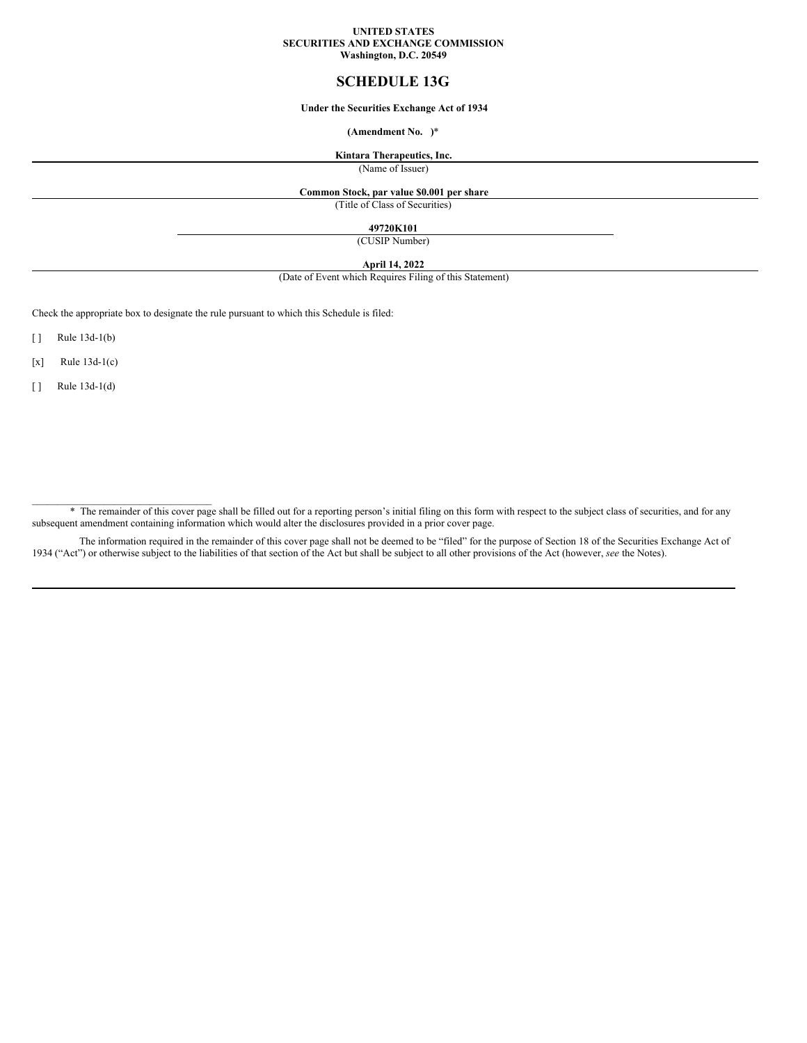**UNITED STATES**
**SECURITIES AND EXCHANGE COMMISSION**
**Washington, D.C. 20549**

# SCHEDULE 13G

**Under the Securities Exchange Act of 1934**

**(Amendment No. )***

**Kintara Therapeutics, Inc.**
(Name of Issuer)

**Common Stock, par value $0.001 per share**
(Title of Class of Securities)

**49720K101**
(CUSIP Number)

**April 14, 2022**
(Date of Event which Requires Filing of this Statement)

Check the appropriate box to designate the rule pursuant to which this Schedule is filed:

[ ] Rule 13d-1(b)

[x] Rule 13d-1(c)

[ ] Rule 13d-1(d)

---

* The remainder of this cover page shall be filled out for a reporting person's initial filing on this form with respect to the subject class of securities, and for any subsequent amendment containing information which would alter the disclosures provided in a prior cover page.

The information required in the remainder of this cover page shall not be deemed to be "filed" for the purpose of Section 18 of the Securities Exchange Act of 1934 ("Act") or otherwise subject to the liabilities of that section of the Act but shall be subject to all other provisions of the Act (however, *see* the Notes).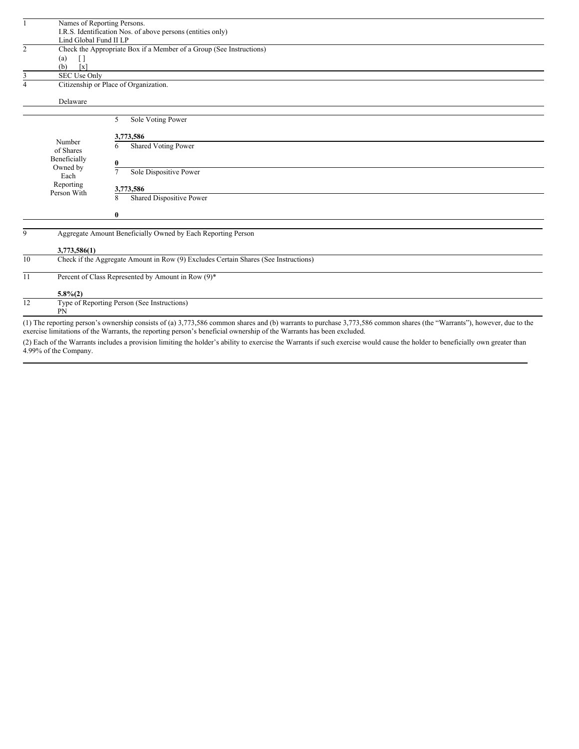| | |
|---|---|
| 1 | Names of Reporting Persons.<br>I.R.S. Identification Nos. of above persons (entities only)<br>Lind Global Fund II LP |
| 2 | Check the Appropriate Box if a Member of a Group (See Instructions)<br>(a) [ ]<br>(b) [x] |
| 3 | SEC Use Only |
| 4 | Citizenship or Place of Organization.<br><br>Delaware |

| Number of Shares Beneficially Owned by Each Reporting Person With | | |
|---|---|---|
| | 5 | Sole Voting Power<br><br>**3,773,586** |
| | 6 | Shared Voting Power<br><br>**0** |
| | 7 | Sole Dispositive Power<br><br>**3,773,586** |
| | 8 | Shared Dispositive Power<br><br>**0** |

| | |
|---|---|
| 9 | Aggregate Amount Beneficially Owned by Each Reporting Person<br><br>**3,773,586(1)** |
| 10 | Check if the Aggregate Amount in Row (9) Excludes Certain Shares (See Instructions) |
| 11 | Percent of Class Represented by Amount in Row (9)*<br><br>**5.8%(2)** |
| 12 | Type of Reporting Person (See Instructions)<br>PN |

(1) The reporting person's ownership consists of (a) 3,773,586 common shares and (b) warrants to purchase 3,773,586 common shares (the "Warrants"), however, due to the exercise limitations of the Warrants, the reporting person's beneficial ownership of the Warrants has been excluded.

(2) Each of the Warrants includes a provision limiting the holder's ability to exercise the Warrants if such exercise would cause the holder to beneficially own greater than 4.99% of the Company.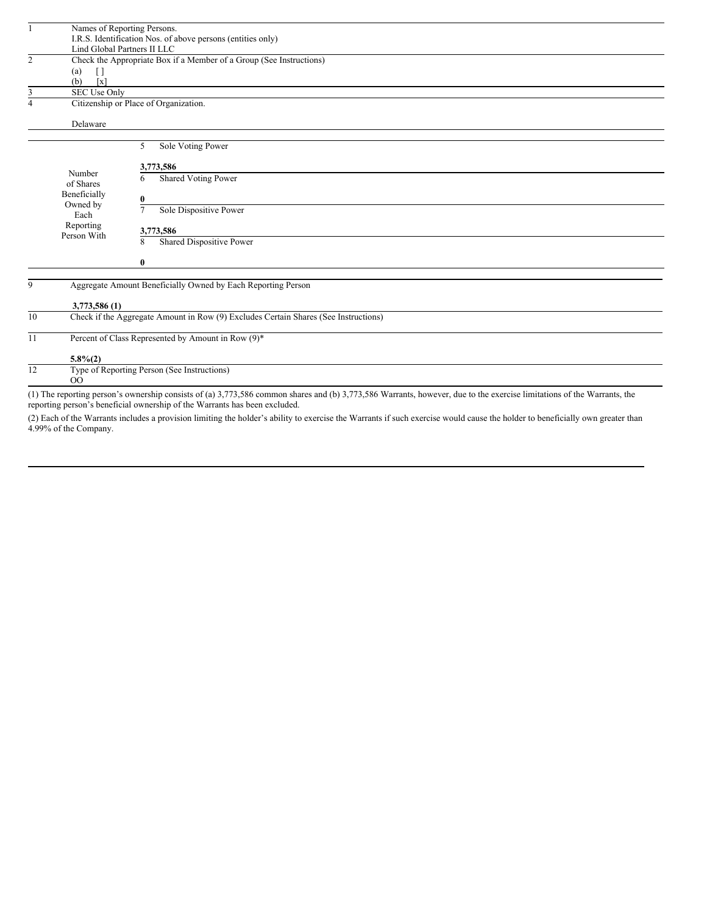| | | |
|---|---|---|
| 1 | Names of Reporting Persons.<br>I.R.S. Identification Nos. of above persons (entities only)<br>Lind Global Partners II LLC | |
| 2 | Check the Appropriate Box if a Member of a Group (See Instructions)<br>(a) [ ]<br>(b) [x] | |
| 3 | SEC Use Only | |
| 4 | Citizenship or Place of Organization.<br><br>Delaware | |
| Number of Shares Beneficially Owned by Each Reporting Person With | 5 | Sole Voting Power<br><br>**3,773,586** |
| | 6 | Shared Voting Power<br><br>**0** |
| | 7 | Sole Dispositive Power<br><br>**3,773,586** |
| | 8 | Shared Dispositive Power<br><br>**0** |
| 9 | Aggregate Amount Beneficially Owned by Each Reporting Person<br><br>**3,773,586 (1)** | |
| 10 | Check if the Aggregate Amount in Row (9) Excludes Certain Shares (See Instructions) | |
| 11 | Percent of Class Represented by Amount in Row (9)*<br><br>**5.8%(2)** | |
| 12 | Type of Reporting Person (See Instructions)<br>OO | |

(1) The reporting person's ownership consists of (a) 3,773,586 common shares and (b) 3,773,586 Warrants, however, due to the exercise limitations of the Warrants, the reporting person's beneficial ownership of the Warrants has been excluded.

(2) Each of the Warrants includes a provision limiting the holder's ability to exercise the Warrants if such exercise would cause the holder to beneficially own greater than 4.99% of the Company.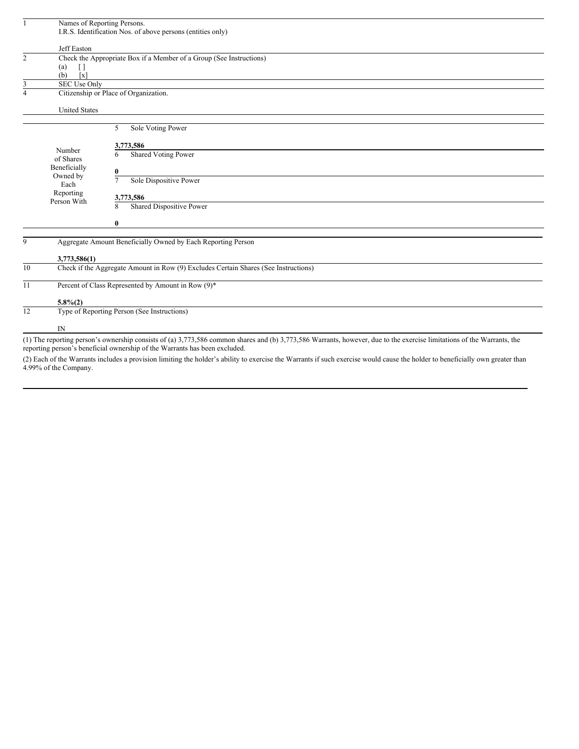| | | | |
|---|---|---|---|
| 1 | Names of Reporting Persons.<br>I.R.S. Identification Nos. of above persons (entities only)<br><br>Jeff Easton | | |
| 2 | Check the Appropriate Box if a Member of a Group (See Instructions)<br>(a) [ ]<br>(b) [x] | | |
| 3 | SEC Use Only | | |
| 4 | Citizenship or Place of Organization.<br><br>United States | | |
| Number of Shares Beneficially Owned by Each Reporting Person With | | 5 | Sole Voting Power<br><br>**3,773,586** |
| | | 6 | Shared Voting Power<br><br>**0** |
| | | 7 | Sole Dispositive Power<br><br>**3,773,586** |
| | | 8 | Shared Dispositive Power<br><br>**0** |
| 9 | Aggregate Amount Beneficially Owned by Each Reporting Person<br><br>**3,773,586(1)** | | |
| 10 | Check if the Aggregate Amount in Row (9) Excludes Certain Shares (See Instructions) | | |
| 11 | Percent of Class Represented by Amount in Row (9)*<br><br>**5.8%(2)** | | |
| 12 | Type of Reporting Person (See Instructions)<br><br>IN | | |

(1) The reporting person's ownership consists of (a) 3,773,586 common shares and (b) 3,773,586 Warrants, however, due to the exercise limitations of the Warrants, the reporting person's beneficial ownership of the Warrants has been excluded.

(2) Each of the Warrants includes a provision limiting the holder's ability to exercise the Warrants if such exercise would cause the holder to beneficially own greater than 4.99% of the Company.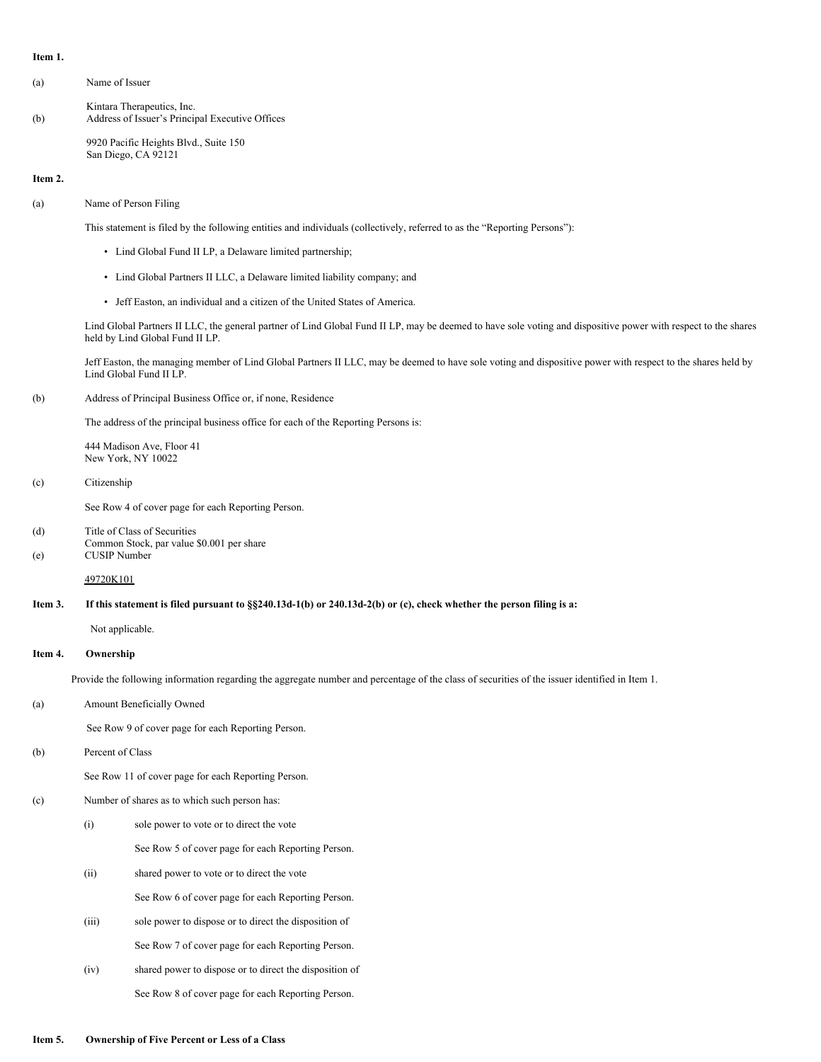**Item 1.**

(a) Name of Issuer

Kintara Therapeutics, Inc.

(b) Address of Issuer's Principal Executive Offices

9920 Pacific Heights Blvd., Suite 150
San Diego, CA 92121

**Item 2.**

(a) Name of Person Filing

This statement is filed by the following entities and individuals (collectively, referred to as the "Reporting Persons"):

- Lind Global Fund II LP, a Delaware limited partnership;
- Lind Global Partners II LLC, a Delaware limited liability company; and
- Jeff Easton, an individual and a citizen of the United States of America.

Lind Global Partners II LLC, the general partner of Lind Global Fund II LP, may be deemed to have sole voting and dispositive power with respect to the shares held by Lind Global Fund II LP.

Jeff Easton, the managing member of Lind Global Partners II LLC, may be deemed to have sole voting and dispositive power with respect to the shares held by Lind Global Fund II LP.

(b) Address of Principal Business Office or, if none, Residence

The address of the principal business office for each of the Reporting Persons is:

444 Madison Ave, Floor 41
New York, NY 10022

(c) Citizenship

See Row 4 of cover page for each Reporting Person.

(d) Title of Class of Securities

Common Stock, par value $0.001 per share

(e) CUSIP Number

49720K101

**Item 3. If this statement is filed pursuant to §§240.13d-1(b) or 240.13d-2(b) or (c), check whether the person filing is a:**

Not applicable.

**Item 4. Ownership**

Provide the following information regarding the aggregate number and percentage of the class of securities of the issuer identified in Item 1.

(a) Amount Beneficially Owned

See Row 9 of cover page for each Reporting Person.

(b) Percent of Class

See Row 11 of cover page for each Reporting Person.

(c) Number of shares as to which such person has:

(i) sole power to vote or to direct the vote

See Row 5 of cover page for each Reporting Person.

(ii) shared power to vote or to direct the vote

See Row 6 of cover page for each Reporting Person.

(iii) sole power to dispose or to direct the disposition of

See Row 7 of cover page for each Reporting Person.

(iv) shared power to dispose or to direct the disposition of

See Row 8 of cover page for each Reporting Person.

**Item 5. Ownership of Five Percent or Less of a Class**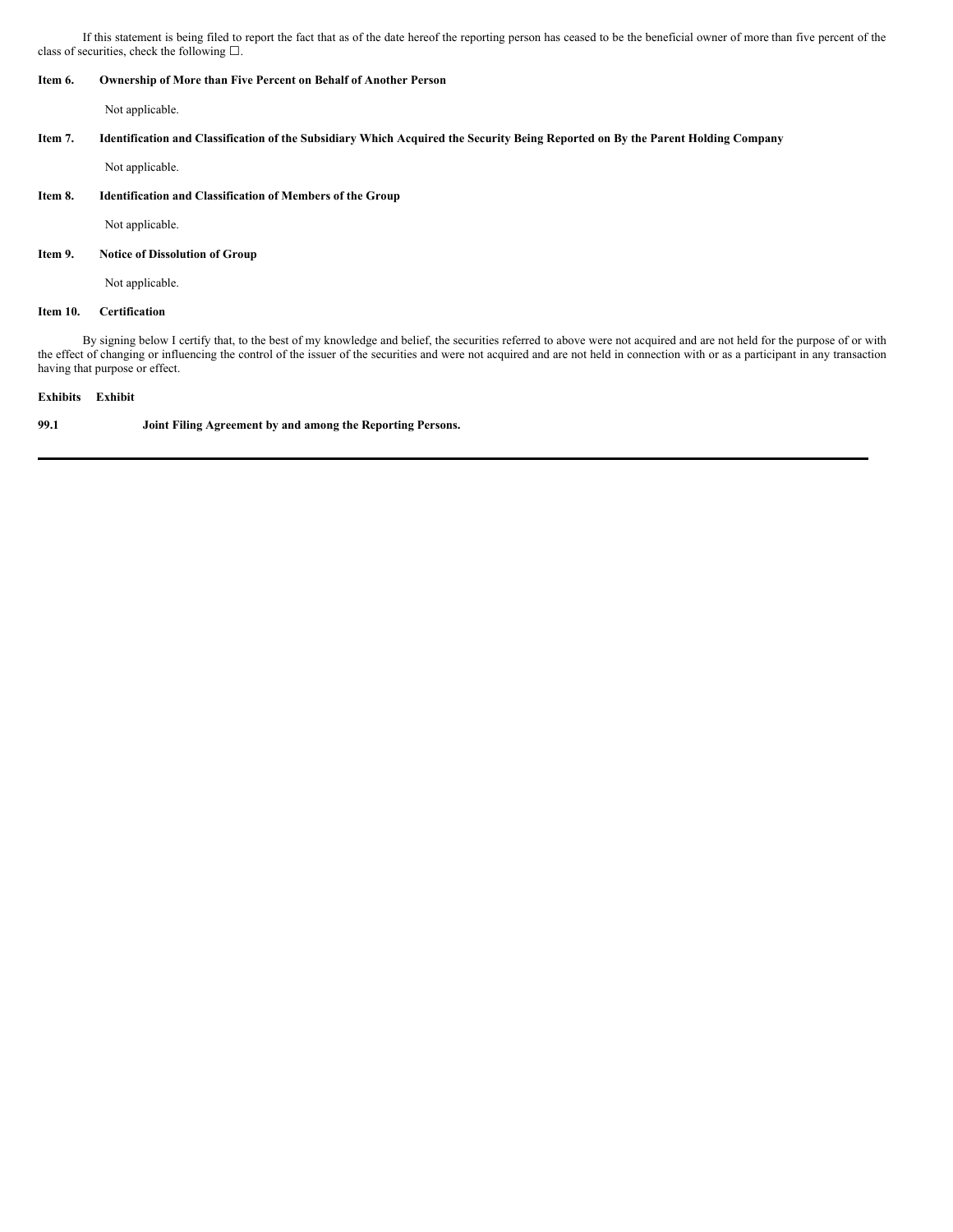If this statement is being filed to report the fact that as of the date hereof the reporting person has ceased to be the beneficial owner of more than five percent of the class of securities, check the following ☐.

**Item 6. Ownership of More than Five Percent on Behalf of Another Person**

Not applicable.

**Item 7. Identification and Classification of the Subsidiary Which Acquired the Security Being Reported on By the Parent Holding Company**

Not applicable.

**Item 8. Identification and Classification of Members of the Group**

Not applicable.

**Item 9. Notice of Dissolution of Group**

Not applicable.

**Item 10. Certification**

By signing below I certify that, to the best of my knowledge and belief, the securities referred to above were not acquired and are not held for the purpose of or with the effect of changing or influencing the control of the issuer of the securities and were not acquired and are not held in connection with or as a participant in any transaction having that purpose or effect.

| **Exhibits** | **Exhibit** |
|---|---|
| **99.1** | **Joint Filing Agreement by and among the Reporting Persons.** |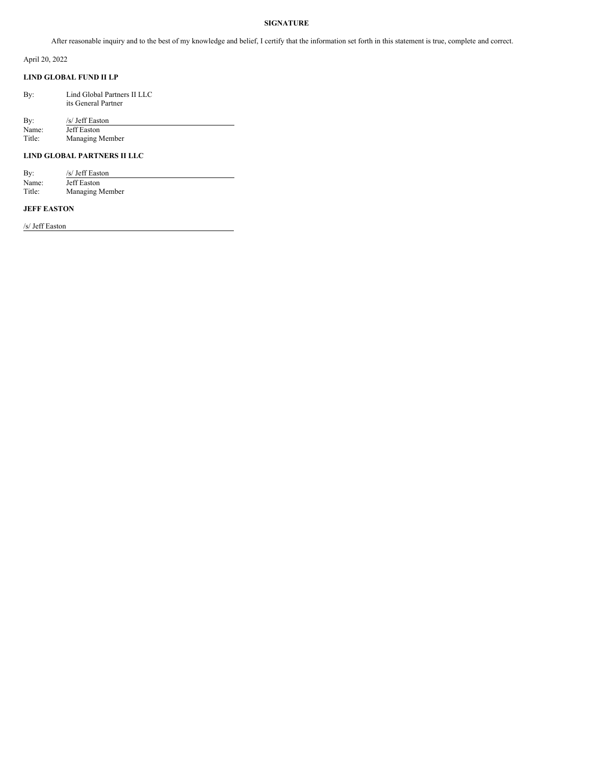**SIGNATURE**

After reasonable inquiry and to the best of my knowledge and belief, I certify that the information set forth in this statement is true, complete and correct.

April 20, 2022

**LIND GLOBAL FUND II LP**

By: Lind Global Partners II LLC
its General Partner

By: /s/ Jeff Easton
Name: Jeff Easton
Title: Managing Member

**LIND GLOBAL PARTNERS II LLC**

By: /s/ Jeff Easton
Name: Jeff Easton
Title: Managing Member

**JEFF EASTON**

/s/ Jeff Easton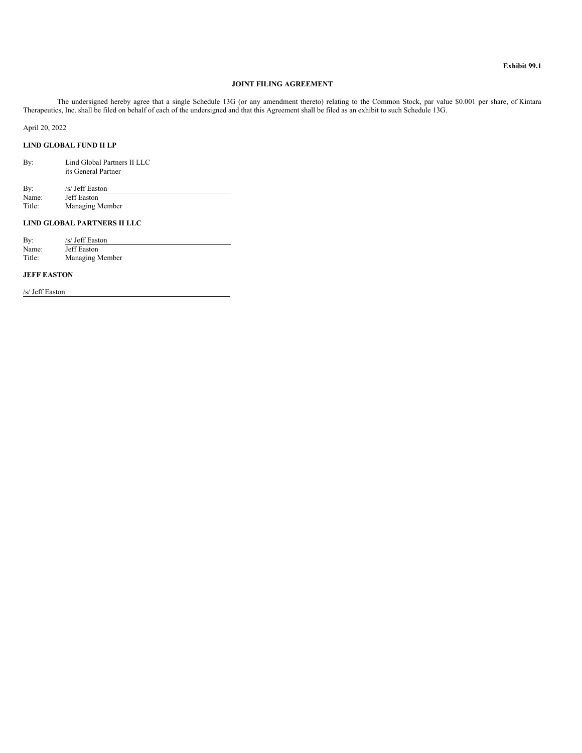Exhibit 99.1

# JOINT FILING AGREEMENT

The undersigned hereby agree that a single Schedule 13G (or any amendment thereto) relating to the Common Stock, par value $0.001 per share, of Kintara Therapeutics, Inc. shall be filed on behalf of each of the undersigned and that this Agreement shall be filed as an exhibit to such Schedule 13G.

April 20, 2022

**LIND GLOBAL FUND II LP**

By: Lind Global Partners II LLC
its General Partner

By: /s/ Jeff Easton
Name: Jeff Easton
Title: Managing Member

**LIND GLOBAL PARTNERS II LLC**

By: /s/ Jeff Easton
Name: Jeff Easton
Title: Managing Member

**JEFF EASTON**

/s/ Jeff Easton